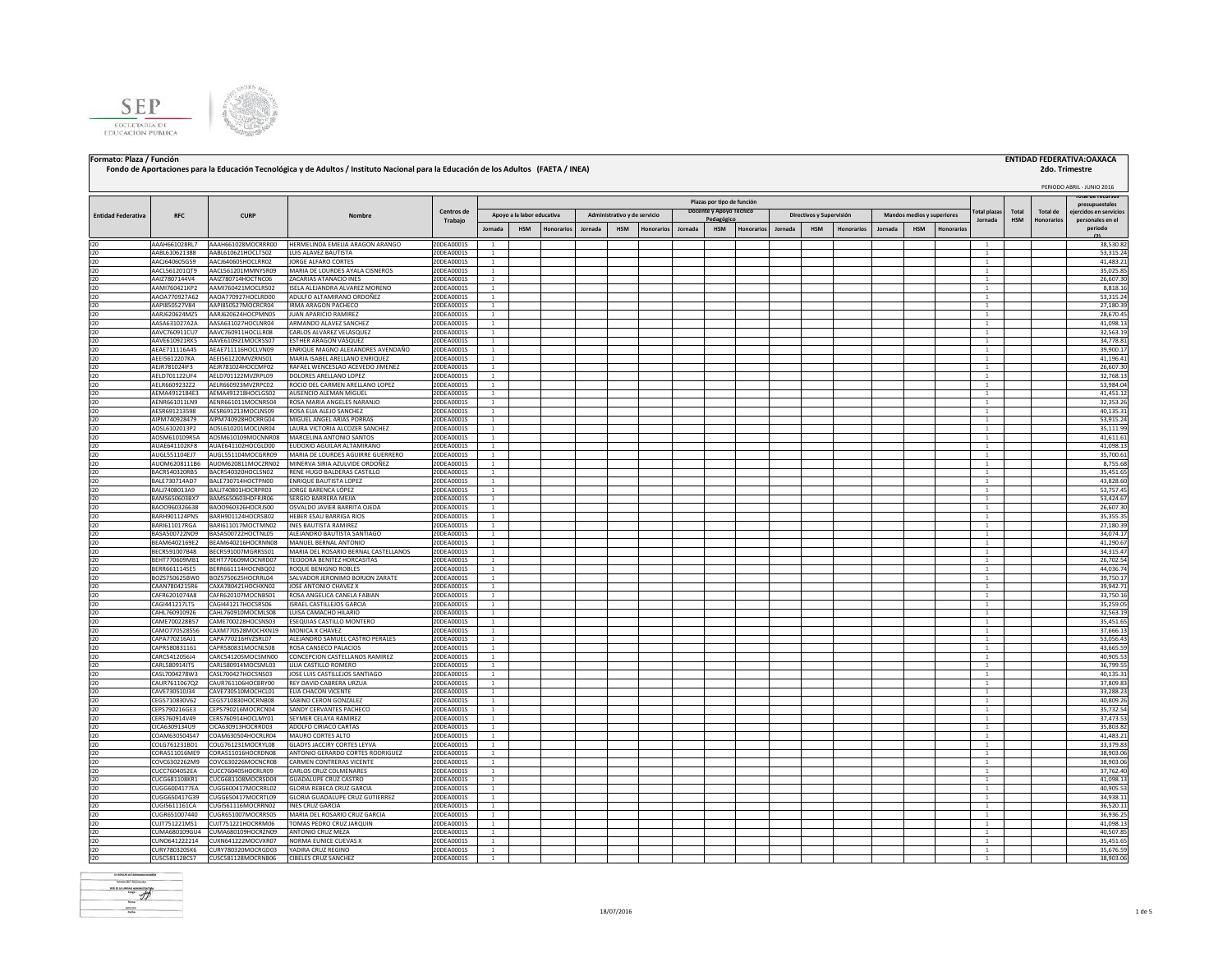**Formato: Plaza / Función**

**Fondo de Aportaciones para la Educación Tecnológica y de Adultos / Instituto Nacional para la Educación de los Adultos (FAETA / INEA)**

**ENTIDAD FEDERATIVA:OAXACA**

**2do. Trimestre**

PERIODO ABRIL - JUNIO 2016

| Entidad Federativa | RFC | CURP | Nombre | Centros de Trabajo | Plazas por tipo de función | | | | | | | | | | | | | | | Total plazas Jornada | Total HSM | Total de Honorarios | Total de recursos presupuestales ejercidos en servicios personales en el periodo (2) |
|---|---|---|---|---|---|---|---|---|---|---|---|---|---|---|---|---|---|---|---|---|---|---|---|
| | | | | | Apoyo a la labor educativa | | | Administrativo y de servicio | | | Docente y Apoyo Técnico Pedagógico | | | Directivos y Supervisión | | | Mandos medios y superiores | | | | | | |
| | | | | | Jornada | HSM | Honorarios | Jornada | HSM | Honorarios | Jornada | HSM | Honorarios | Jornada | HSM | Honorarios | Jornada | HSM | Honorarios | | | | |
| I20 | AAAH661028RL7 | AAAH661028MOCRRR00 | HERMELINDA EMELIA ARAGON ARANGO | 20DEA0001S | 1 | | | | | | | | | | | | | | | 1 | | | 38,530.82 |
| I20 | AABL61062138B | AABL610621HOCLTS02 | LUIS ALAVEZ BAUTISTA | 20DEA0001S | 1 | | | | | | | | | | | | | | | 1 | | | 53,315.24 |
| I20 | AACJ640605G59 | AACJ640605HOCLRR02 | JORGE ALFARO CORTES | 20DEA0001S | 1 | | | | | | | | | | | | | | | 1 | | | 41,483.21 |
| I20 | AACL561201QT9 | AACL561201MMNYSR09 | MARIA DE LOURDES AYALA CISNEROS | 20DEA0001S | 1 | | | | | | | | | | | | | | | 1 | | | 35,025.85 |
| I20 | AAIZ7807144V4 | AAIZ780714HOCTNC06 | ZACARIAS ATANACIO INES | 20DEA0001S | 1 | | | | | | | | | | | | | | | 1 | | | 26,607.30 |
| I20 | AAMI760421KP2 | AAMI760421MOCLRS02 | ISELA ALEJANDRA ALVAREZ MORENO | 20DEA0001S | 1 | | | | | | | | | | | | | | | 1 | | | 8,818.16 |
| I20 | AAOA770927A62 | AAOA770927HOCLRD00 | ADULFO ALTAMIRANO ORDOÑEZ | 20DEA0001S | 1 | | | | | | | | | | | | | | | 1 | | | 53,315.24 |
| I20 | AAPI850527V84 | AAPI850527MOCRCR04 | IRMA ARAGON PACHECO | 20DEA0001S | 1 | | | | | | | | | | | | | | | 1 | | | 27,180.39 |
| I20 | AARJ620624MZ5 | AARJ620624HOCPMN05 | JUAN APARICIO RAMIREZ | 20DEA0001S | 1 | | | | | | | | | | | | | | | 1 | | | 28,670.45 |
| I20 | AASA631027A2A | AASA631027HOCLNR04 | ARMANDO ALAVEZ SANCHEZ | 20DEA0001S | 1 | | | | | | | | | | | | | | | 1 | | | 41,098.13 |
| I20 | AAVC760911CU7 | AAVC760911HOCLLR08 | CARLOS ALVAREZ VELASQUEZ | 20DEA0001S | 1 | | | | | | | | | | | | | | | 1 | | | 32,563.19 |
| I20 | AAVE610921RK5 | AAVE610921MOCRSS07 | ESTHER ARAGON VASQUEZ | 20DEA0001S | 1 | | | | | | | | | | | | | | | 1 | | | 34,778.81 |
| I20 | AEAE711116A45 | AEAE711116HOCLVN09 | ENRIQUE MAGNO ALEXANDRES AVENDAÑO | 20DEA0001S | 1 | | | | | | | | | | | | | | | 1 | | | 39,900.17 |
| I20 | AEEI5612207KA | AEEI561220MVZRNS01 | MARIA ISABEL ARELLANO ENRIQUEZ | 20DEA0001S | 1 | | | | | | | | | | | | | | | 1 | | | 41,196.41 |
| I20 | AEJR781024IF3 | AEJR781024HOCCMF02 | RAFAEL WENCESLAO ACEVEDO JIMENEZ | 20DEA0001S | 1 | | | | | | | | | | | | | | | 1 | | | 26,607.30 |
| I20 | AELD701122UF4 | AELD701122MVZRPL09 | DOLORES ARELLANO LOPEZ | 20DEA0001S | 1 | | | | | | | | | | | | | | | 1 | | | 32,768.13 |
| I20 | AELR6609232Z2 | AELR660923MVZRPC02 | ROCIO DEL CARMEN ARELLANO LOPEZ | 20DEA0001S | 1 | | | | | | | | | | | | | | | 1 | | | 53,984.04 |
| I20 | AEMA4912184E3 | AEMA491218HOCLGS02 | AUSENCIO ALEMAN MIGUEL | 20DEA0001S | 1 | | | | | | | | | | | | | | | 1 | | | 41,451.12 |
| I20 | AENR661011LN9 | AENR661011MOCNRS04 | ROSA MARIA ANGELES NARANJO | 20DEA0001S | 1 | | | | | | | | | | | | | | | 1 | | | 32,353.26 |
| I20 | AESR691213598 | AESR691213MOCLNS09 | ROSA ELIA ALEJO SANCHEZ | 20DEA0001S | 1 | | | | | | | | | | | | | | | 1 | | | 40,135.31 |
| I20 | AIPM740928479 | AIPM740928HOCRRG04 | MIGUEL ANGEL ARIAS PORRAS | 20DEA0001S | 1 | | | | | | | | | | | | | | | 1 | | | 53,915.24 |
| I20 | AOSL6102013P2 | AOSL610201MOCLNR04 | LAURA VICTORIA ALCOZER SANCHEZ | 20DEA0001S | 1 | | | | | | | | | | | | | | | 1 | | | 35,111.99 |
| I20 | AOSM610109R5A | AOSM610109MOCNNR08 | MARCELINA ANTONIO SANTOS | 20DEA0001S | 1 | | | | | | | | | | | | | | | 1 | | | 41,611.61 |
| I20 | AUAE641102KF8 | AUAE641102HOCGLD00 | EUDOXIO AGUILAR ALTAMIRANO | 20DEA0001S | 1 | | | | | | | | | | | | | | | 1 | | | 41,098.13 |
| I20 | AUGL551104EJ7 | AUGL551104MOCGRR09 | MARIA DE LOURDES AGUIRRE GUERRERO | 20DEA0001S | 1 | | | | | | | | | | | | | | | 1 | | | 35,700.61 |
| I20 | AUOM6208111B6 | AUOM620811MOCZRN02 | MINERVA SIRIA AZULVIDE ORDOÑEZ | 20DEA0001S | 1 | | | | | | | | | | | | | | | 1 | | | 8,755.68 |
| I20 | BACR540320RB5 | BACR540320HOCLSN02 | RENE HUGO BALDERAS CASTILLO | 20DEA0001S | 1 | | | | | | | | | | | | | | | 1 | | | 35,451.65 |
| I20 | BALE730714AD7 | BALE730714HOCTPN00 | ENRIQUE BAUTISTA LOPEZ | 20DEA0001S | 1 | | | | | | | | | | | | | | | 1 | | | 43,828.60 |
| I20 | BALJ7408013A9 | BALJ740801HOCRPR03 | JORGE BARENCA LÓPEZ | 20DEA0001S | 1 | | | | | | | | | | | | | | | 1 | | | 53,757.45 |
| I20 | BAMS650603BX7 | BAMS650603HDFRJR06 | SERGIO BARRERA MEJIA | 20DEA0001S | 1 | | | | | | | | | | | | | | | 1 | | | 53,424.67 |
| I20 | BAOO960326638 | BAOO960326HOCRJS00 | OSVALDO JAVIER BARRITA OJEDA | 20DEA0001S | 1 | | | | | | | | | | | | | | | 1 | | | 26,607.30 |
| I20 | BARH901124PN5 | BARH901124HOCRSB02 | HEBER ESAU BARRIGA RIOS | 20DEA0001S | 1 | | | | | | | | | | | | | | | 1 | | | 35,355.35 |
| I20 | BARI611017RGA | BARI611017MOCTMN02 | INES BAUTISTA RAMIREZ | 20DEA0001S | 1 | | | | | | | | | | | | | | | 1 | | | 27,180.39 |
| I20 | BASA500722ND9 | BASA500722HOCTNL05 | ALEJANDRO BAUTISTA SANTIAGO | 20DEA0001S | 1 | | | | | | | | | | | | | | | 1 | | | 34,074.17 |
| I20 | BEAM6402169E2 | BEAM640216HOCRNN08 | MANUEL BERNAL ANTONIO | 20DEA0001S | 1 | | | | | | | | | | | | | | | 1 | | | 41,290.67 |
| I20 | BECR591007B48 | BECR591007MGRRSS01 | MARIA DEL ROSARIO BERNAL CASTELLANOS | 20DEA0001S | 1 | | | | | | | | | | | | | | | 1 | | | 34,315.47 |
| I20 | BEHT770609MB1 | BEHT770609MOCNRD07 | TEODORA BENITEZ HORCASITAS | 20DEA0001S | 1 | | | | | | | | | | | | | | | 1 | | | 26,702.54 |
| I20 | BERR661114SE5 | BERR661114HOCNBQ02 | ROQUE BENIGNO ROBLES | 20DEA0001S | 1 | | | | | | | | | | | | | | | 1 | | | 44,036.74 |
| I20 | BOZS750625BW0 | BOZS750625HOCRRL04 | SALVADOR JERONIMO BORJON ZARATE | 20DEA0001S | 1 | | | | | | | | | | | | | | | 1 | | | 39,750.17 |
| I20 | CAAN7804215R6 | CAXA780421HOCHXN02 | JOSE ANTONIO CHAVEZ X | 20DEA0001S | 1 | | | | | | | | | | | | | | | 1 | | | 39,942.71 |
| I20 | CAFR6201074A8 | CAFR620107MOCNBS01 | ROSA ANGELICA CANELA FABIAN | 20DEA0001S | 1 | | | | | | | | | | | | | | | 1 | | | 33,750.16 |
| I20 | CAGI441217LT5 | CAGI441217HOCSRS06 | ISRAEL CASTILLEJOS GARCIA | 20DEA0001S | 1 | | | | | | | | | | | | | | | 1 | | | 35,259.05 |
| I20 | CAHL760910926 | CAHL760910MOCMLS08 | LUISA CAMACHO HILARIO | 20DEA0001S | 1 | | | | | | | | | | | | | | | 1 | | | 32,563.19 |
| I20 | CAME700228B57 | CAME700228HOCSNS03 | ESEQUIAS CASTILLO MONTERO | 20DEA0001S | 1 | | | | | | | | | | | | | | | 1 | | | 35,451.65 |
| I20 | CAMO770528556 | CAXM770528MOCHXN19 | MONICA X CHAVEZ | 20DEA0001S | 1 | | | | | | | | | | | | | | | 1 | | | 37,666.13 |
| I20 | CAPA770216AJ1 | CAPA770216HVZSRL07 | ALEJANDRO SAMUEL CASTRO PERALES | 20DEA0001S | 1 | | | | | | | | | | | | | | | 1 | | | 53,056.43 |
| I20 | CAPR580831161 | CAPR580831MOCNLS08 | ROSA CANSECO PALACIOS | 20DEA0001S | 1 | | | | | | | | | | | | | | | 1 | | | 43,665.59 |
| I20 | CARC541205EJ4 | CARC541205MOCSMN00 | CONCEPCION CASTELLANOS RAMIREZ | 20DEA0001S | 1 | | | | | | | | | | | | | | | 1 | | | 40,905.53 |
| I20 | CARL580914JT5 | CARL580914MOCSML03 | LILIA CASTILLO ROMERO | 20DEA0001S | 1 | | | | | | | | | | | | | | | 1 | | | 36,799.55 |
| I20 | CASL7004278W3 | CASL700427HOCSNS03 | JOSE LUIS CASTILLEJOS SANTIAGO | 20DEA0001S | 1 | | | | | | | | | | | | | | | 1 | | | 40,135.31 |
| I20 | CAUR7611067Q2 | CAUR761106HOCBRY00 | REY DAVID CABRERA URZUA | 20DEA0001S | 1 | | | | | | | | | | | | | | | 1 | | | 37,809.83 |
| I20 | CAVE730510J34 | CAVE730510MOCHCL01 | ELIA CHACON VICENTE | 20DEA0001S | 1 | | | | | | | | | | | | | | | 1 | | | 33,288.23 |
| I20 | CEGS710830V62 | CEGS710830HOCRNB08 | SABINO CERON GONZALEZ | 20DEA0001S | 1 | | | | | | | | | | | | | | | 1 | | | 40,809.26 |
| I20 | CEPS790216GE3 | CEPS790216MOCRCN04 | SANDY CERVANTES PACHECO | 20DEA0001S | 1 | | | | | | | | | | | | | | | 1 | | | 35,732.54 |
| I20 | CERS760914V49 | CERS760914HOCLMY01 | SEYMER CELAYA RAMIREZ | 20DEA0001S | 1 | | | | | | | | | | | | | | | 1 | | | 37,473.53 |
| I20 | CICA630913 4U9 | CICA630913HOCRRD03 | ADOLFO CIRIACO CARTAS | 20DEA0001S | 1 | | | | | | | | | | | | | | | 1 | | | 35,803.82 |
| I20 | COAM630504S47 | COAM630504HOCRLR04 | MAURO CORTES ALTO | 20DEA0001S | 1 | | | | | | | | | | | | | | | 1 | | | 41,483.21 |
| I20 | COLG761231BD1 | COLG761231MOCRYL08 | GLADYS JACCIRY CORTES LEYVA | 20DEA0001S | 1 | | | | | | | | | | | | | | | 1 | | | 33,379.83 |
| I20 | CORA511016ME9 | CORA511016HOCRDN08 | ANTONIO GERARDO CORTES RODRIGUEZ | 20DEA0001S | 1 | | | | | | | | | | | | | | | 1 | | | 38,903.06 |
| I20 | COVC6302262M9 | COVC630226MOCNCR08 | CARMEN CONTRERAS VICENTE | 20DEA0001S | 1 | | | | | | | | | | | | | | | 1 | | | 38,903.06 |
| I20 | CUCC7604052EA | CUCC760405HOCRLR09 | CARLOS CRUZ COLMENARES | 20DEA0001S | 1 | | | | | | | | | | | | | | | 1 | | | 37,762.40 |
| I20 | CUCG681108KR1 | CUCG681108MOCRSD04 | GUADALUPE CRUZ CASTRO | 20DEA0001S | 1 | | | | | | | | | | | | | | | 1 | | | 41,098.13 |
| I20 | CUGG6004177EA | CUGG600417MOCRRL02 | GLORIA REBECA CRUZ GARCIA | 20DEA0001S | 1 | | | | | | | | | | | | | | | 1 | | | 40,905.53 |
| I20 | CUGG650417G39 | CUGG650417MOCRTL09 | GLORIA GUADALUPE CRUZ GUTIERREZ | 20DEA0001S | 1 | | | | | | | | | | | | | | | 1 | | | 34,938.11 |
| I20 | CUGI561116ICA | CUGI561116MOCRRN02 | INES CRUZ GARCIA | 20DEA0001S | 1 | | | | | | | | | | | | | | | 1 | | | 36,520.11 |
| I20 | CUGR651007440 | CUGR651007MOCRRS05 | MARIA DEL ROSARIO CRUZ GARCIA | 20DEA0001S | 1 | | | | | | | | | | | | | | | 1 | | | 36,936.25 |
| I20 | CUJT751221MS1 | CUJT751221HOCRRM06 | TOMAS PEDRO CRUZ JARQUIN | 20DEA0001S | 1 | | | | | | | | | | | | | | | 1 | | | 41,098.13 |
| I20 | CUMA680109GU4 | CUMA680109HOCRZN09 | ANTONIO CRUZ MEZA | 20DEA0001S | 1 | | | | | | | | | | | | | | | 1 | | | 40,507.85 |
| I20 | CUNO641222214 | CUXN641222MOCVXR07 | NORMA EUNICE CUEVAS X | 20DEA0001S | 1 | | | | | | | | | | | | | | | 1 | | | 35,451.65 |
| I20 | CURY780320SK6 | CURY780320MOCRGD03 | YADIRA CRUZ REGINO | 20DEA0001S | 1 | | | | | | | | | | | | | | | 1 | | | 35,676.59 |
| I20 | CUSC581128CS7 | CUSC581128MOCRNB06 | CIBELES CRUZ SANCHEZ | 20DEA0001S | 1 | | | | | | | | | | | | | | | 1 | | | 38,903.06 |

18/07/2016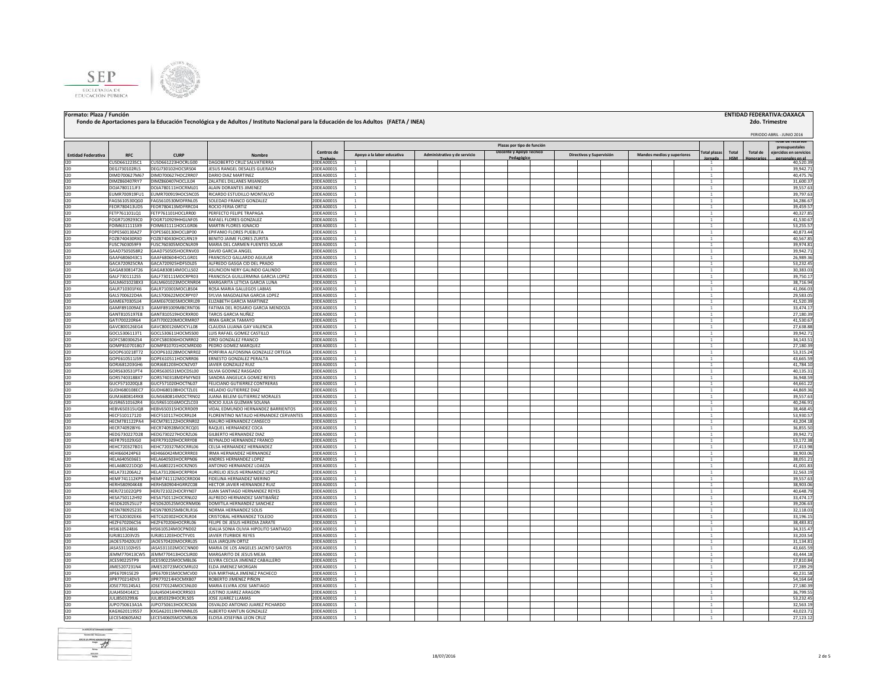**Formato: Plaza / Función**

**Fondo de Aportaciones para la Educación Tecnológica y de Adultos / Instituto Nacional para la Educación de los Adultos (FAETA / INEA)**

**ENTIDAD FEDERATIVA:OAXACA**

**2do. Trimestre**

PERIODO ABRIL - JUNIO 2016

| Entidad Federativa | RFC | CURP | Nombre | Centros de Trabajo | Plazas por tipo de función | | | | | | | | | | | | | | | | Total plazas Jornada | Total HSM | Total de Honorarios | Total de recursos presupuestales ejercidos en servicios personales en el |
|---|---|---|---|---|---|---|---|---|---|---|---|---|---|---|---|---|---|---|---|---|---|---|---|---|
| | | | | | Apoyo a la labor educativa | | | | Administrativo y de servicio | | | | Docente y Apoyo Técnico Pedagógico | | | | Directivos y Supervisión | | | | Mandos medios y superiores | | | | | | | |
| I20 | CUSD661223SC1 | CUSD661223HOCRLG00 | DAGOBERTO CRUZ SALVATIERRA | 20DEA0001S | 1 | | | | | | | | | | | | | | | | | | | | 1 | | | 40,520.39 |
| I20 | DEGJ730102RL5 | DEGJ730102HOCSRS04 | JESUS RANGEL DESALES GUERACH | 20DEA0001S | 1 | | | | | | | | | | | | | | | | | | | | 1 | | | 39,942.71 |
| I20 | DIMD700627M67 | DIMD700627HOCZRR07 | DARIO DIAZ MARTINEZ | 20DEA0001S | 1 | | | | | | | | | | | | | | | | | | | | 1 | | | 40,475.76 |
| I20 | DIMZ860407RY7 | DIMZ860407HOCLJL04 | ZALATIEL DILLANES MIJANGOS | 20DEA0001S | 1 | | | | | | | | | | | | | | | | | | | | 1 | | | 31,600.37 |
| I20 | DOJA780111JF3 | DOJA780111HOCRML01 | ALAIN DORANTES JIMENEZ | 20DEA0001S | 1 | | | | | | | | | | | | | | | | | | | | 1 | | | 39,557.63 |
| I20 | EUMR700919FU1 | EUMR700919HOCSNC05 | RICARDO ESTUDILLO MONTALVO | 20DEA0001S | 1 | | | | | | | | | | | | | | | | | | | | 1 | | | 39,797.63 |
| I20 | FAGS610530QG0 | FAGS610530MDFRNL05 | SOLEDAD FRANCO GONZALEZ | 20DEA0001S | 1 | | | | | | | | | | | | | | | | | | | | 1 | | | 34,286.67 |
| I20 | FEOR780413UD5 | FEOR780413MDFRRC04 | ROCIO FERIA ORTIZ | 20DEA0001S | 1 | | | | | | | | | | | | | | | | | | | | 1 | | | 39,459.57 |
| I20 | FETP761101LQ1 | FETP761101HOCLRR00 | PERFECTO FELIPE TRAPAGA | 20DEA0001S | 1 | | | | | | | | | | | | | | | | | | | | 1 | | | 40,327.85 |
| I20 | FOGR7109293C0 | FOGR710929HHGLNF05 | RAFAEL FLORES GONZALEZ | 20DEA0001S | 1 | | | | | | | | | | | | | | | | | | | | 1 | | | 41,530.67 |
| I20 | FOIM631111SX9 | FOIM631111HOCLGR06 | MARTIN FLORES IGNACIO | 20DEA0001S | 1 | | | | | | | | | | | | | | | | | | | | 1 | | | 53,255.57 |
| I20 | FOPE560130AZ7 | FOPE560130HOCLBP00 | EPIFANIO FLORES PUEBLITA | 20DEA0001S | 1 | | | | | | | | | | | | | | | | | | | | 1 | | | 40,873.44 |
| I20 | FOZB740430RX0 | FOZB740430HOCLRN19 | BENITO JAIME FLORES ZURITA | 20DEA0001S | 1 | | | | | | | | | | | | | | | | | | | | 1 | | | 40,567.85 |
| I20 | FUSC7603059F9 | FUSC760305MOCNLR09 | MARIA DEL CARMEN FUENTES SOLAR | 20DEA0001S | 1 | | | | | | | | | | | | | | | | | | | | 1 | | | 39,974.81 |
| I20 | GAAD7505058R2 | GAAD750505HOCRNV03 | DAVID GARCIA ANGEL | 20DEA0001S | 1 | | | | | | | | | | | | | | | | | | | | 1 | | | 39,942.71 |
| I20 | GAAF6806043C1 | GAAF680604HOCLGR01 | FRANCISCO GALLARDO AGUILAR | 20DEA0001S | 1 | | | | | | | | | | | | | | | | | | | | 1 | | | 26,989.36 |
| I20 | GACA720925CRA | GACA720925HDFSDL05 | ALFREDO GASGA CID DEL PRADO | 20DEA0001S | 1 | | | | | | | | | | | | | | | | | | | | 1 | | | 53,232.45 |
| I20 | GAGA830814T26 | GAGA830814MOCLLS02 | ASUNCION NERY GALINDO GALINDO | 20DEA0001S | 1 | | | | | | | | | | | | | | | | | | | | 1 | | | 30,383.03 |
| I20 | GALF7301112S5 | GALF730111MOCRPR03 | FRANCISCA GUILLERMINA GARCIA LOPEZ | 20DEA0001S | 1 | | | | | | | | | | | | | | | | | | | | 1 | | | 39,750.17 |
| I20 | GALM6010238X3 | GALM601023MOCRNR04 | MARGARITA LETICIA GARCIA LUNA | 20DEA0001S | 1 | | | | | | | | | | | | | | | | | | | | 1 | | | 38,716.94 |
| I20 | GALR710301FK6 | GALR710301MOCLBS04 | ROSA MARIA GALLEGOS LABIAS | 20DEA0001S | 1 | | | | | | | | | | | | | | | | | | | | 1 | | | 41,066.03 |
| I20 | GALS700622D4A | GALS700622MOCRPY07 | SYLVIA MAGDALENA GARCIA LOPEZ | 20DEA0001S | 1 | | | | | | | | | | | | | | | | | | | | 1 | | | 29,583.05 |
| I20 | GAME670305JJ4 | GAME670305MOCRRL09 | ELIZABETH GARCIA MARTINEZ | 20DEA0001S | 1 | | | | | | | | | | | | | | | | | | | | 1 | | | 41,520.39 |
| I20 | GAMF891009AE3 | GAMF891009MBCRNT06 | FATIMA DEL ROSARIO GARCIA MENDOZA | 20DEA0001S | 1 | | | | | | | | | | | | | | | | | | | | 1 | | | 33,474.17 |
| I20 | GANT8105197E8 | GANT810519HOCRXR00 | TARCIS GARCIA NUÑEZ | 20DEA0001S | 1 | | | | | | | | | | | | | | | | | | | | 1 | | | 27,180.39 |
| I20 | GATI700220R64 | GATI700220MOCRMR07 | IRMA GARCIA TAMAYO | 20DEA0001S | 1 | | | | | | | | | | | | | | | | | | | | 1 | | | 41,530.67 |
| I20 | GAVC800126EG4 | GAVC800126MOCYLL08 | CLAUDIA LILIANA GAY VALENCIA | 20DEA0001S | 1 | | | | | | | | | | | | | | | | | | | | 1 | | | 27,638.88 |
| I20 | GOCL5306113T1 | GOCL530611HOCMSS00 | LUIS RAFAEL GOMEZ CASTILLO | 20DEA0001S | 1 | | | | | | | | | | | | | | | | | | | | 1 | | | 39,942.71 |
| I20 | GOFC5803062S4 | GOFC580306HOCNRR02 | CIRO GONZALEZ FRANCO | 20DEA0001S | 1 | | | | | | | | | | | | | | | | | | | | 1 | | | 34,143.51 |
| I20 | GOMP8107018G7 | GOMP810701HOCMRD00 | PEDRO GOMEZ MARQUEZ | 20DEA0001S | 1 | | | | | | | | | | | | | | | | | | | | 1 | | | 27,180.39 |
| I20 | GOOP610218T72 | GOOP610228MOCNRR02 | PORFIRIA ALFONSINA GONZALEZ ORTEGA | 20DEA0001S | 1 | | | | | | | | | | | | | | | | | | | | 1 | | | 53,315.24 |
| I20 | GOPE6105111J59 | GOPE610511HOCNRR06 | ERNESTO GONZALEZ PERALTA | 20DEA0001S | 1 | | | | | | | | | | | | | | | | | | | | 1 | | | 43,665.59 |
| I20 | GORJ681203GH6 | GORJ681203HOCNZV07 | JAVIER GONZALEZ RUIZ | 20DEA0001S | 1 | | | | | | | | | | | | | | | | | | | | 1 | | | 41,784.10 |
| I20 | GORS630531PT4 | GORS630531MOCDSL00 | SILVIA GODINEZ RASGADO | 20DEA0001S | 1 | | | | | | | | | | | | | | | | | | | | 1 | | | 40,135.31 |
| I20 | GORS740318BX7 | GORS740318MDFMYN03 | SANDRA ANGELICA GOMEZ REYES | 20DEA0001S | 1 | | | | | | | | | | | | | | | | | | | | 1 | | | 36,948.59 |
| I20 | GUCF571020QL8 | GUCF571020HOCTNL07 | FELICIANO GUTIERREZ CONTRERAS | 20DEA0001S | 1 | | | | | | | | | | | | | | | | | | | | 1 | | | 44,661.22 |
| I20 | GUDH680108EC7 | GUDH680108HOCTZL01 | HELADIO GUTIERREZ DIAZ | 20DEA0001S | 1 | | | | | | | | | | | | | | | | | | | | 1 | | | 44,869.36 |
| I20 | GUMJ680814RK8 | GUMJ680814MOCTRN02 | JUANA BELEM GUTIERREZ MORALES | 20DEA0001S | 1 | | | | | | | | | | | | | | | | | | | | 1 | | | 39,557.63 |
| I20 | GUSR6510162R4 | GUSR651016MOCZLC03 | ROCIO JULIA GUZMAN SOLANA | 20DEA0001S | 1 | | | | | | | | | | | | | | | | | | | | 1 | | | 40,246.91 |
| I20 | HEBV650315UQ8 | HEBV650315HOCRRD09 | VIDAL EDMUNDO HERNANDEZ BARRIENTOS | 20DEA0001S | 1 | | | | | | | | | | | | | | | | | | | | 1 | | | 38,468.45 |
| I20 | HECF510117120 | HECF510117HOCRRL04 | FLORENTINO NATALIO HERNANDEZ CERVANTES | 20DEA0001S | 1 | | | | | | | | | | | | | | | | | | | | 1 | | | 53,930.57 |
| I20 | HECM781122PA4 | HECM781122HOCRNR02 | MAURO HERNANDEZ CANSECO | 20DEA0001S | 1 | | | | | | | | | | | | | | | | | | | | 1 | | | 43,204.18 |
| I20 | HECR740928IY6 | HECR740928MOCRCQ01 | RAQUEL HERNANDEZ COCA | 20DEA0001S | 1 | | | | | | | | | | | | | | | | | | | | 1 | | | 36,855.50 |
| I20 | HEDG730227D28 | HEDG730227HOCRZL06 | GILBERTO HERNANDEZ DIAZ | 20DEA0001S | 1 | | | | | | | | | | | | | | | | | | | | 1 | | | 39,942.71 |
| I20 | HEFR791029JG0 | HEFR791029HOCRRY08 | REYNALDO HERNANDEZ FRANCO | 20DEA0001S | 1 | | | | | | | | | | | | | | | | | | | | 1 | | | 53,172.38 |
| I20 | HEHC720327BD1 | HEHC720327MOCRRL06 | CELSA HERNANDEZ HERNANDEZ | 20DEA0001S | 1 | | | | | | | | | | | | | | | | | | | | 1 | | | 37,413.98 |
| I20 | HEHI660424P63 | HEHI660424MOCRRR03 | IRMA HERNANDEZ HERNANDEZ | 20DEA0001S | 1 | | | | | | | | | | | | | | | | | | | | 1 | | | 38,903.06 |
| I20 | HELA6405036E1 | HELA640503HOCRPN06 | ANDRES HERNANDEZ LOPEZ | 20DEA0001S | 1 | | | | | | | | | | | | | | | | | | | | 1 | | | 38,051.21 |
| I20 | HELA680221DQ0 | HELA680221HOCRZN05 | ANTONIO HERNANDEZ LOAEZA | 20DEA0001S | 1 | | | | | | | | | | | | | | | | | | | | 1 | | | 41,001.83 |
| I20 | HELA731206AL2 | HELA731206HOCRPR04 | AURELIO JESUS HERNANDEZ LOPEZ | 20DEA0001S | 1 | | | | | | | | | | | | | | | | | | | | 1 | | | 32,563.19 |
| I20 | HEMF741112KP9 | HEMF741112MOCRRD04 | FIDELINA HERNANDEZ MERINO | 20DEA0001S | 1 | | | | | | | | | | | | | | | | | | | | 1 | | | 39,557.63 |
| I20 | HERH580904K48 | HERH580904HGRRZC08 | HECTOR JAVIER HERNANDEZ RUIZ | 20DEA0001S | 1 | | | | | | | | | | | | | | | | | | | | 1 | | | 38,903.06 |
| I20 | HERJ721022QP9 | HERJ721022HOCRYN07 | JUAN SANTIAGO HERNANDEZ REYES | 20DEA0001S | 1 | | | | | | | | | | | | | | | | | | | | 1 | | | 40,648.79 |
| I20 | HESA750112H92 | HESA750112HOCRNL02 | ALFREDO HERNANDEZ SANTIBAÑEZ | 20DEA0001S | 1 | | | | | | | | | | | | | | | | | | | | 1 | | | 33,474.17 |
| I20 | HESD620525LU7 | HESD620525MOCRNM06 | DOMITILA HERNANDEZ SANCHEZ | 20DEA0001S | 1 | | | | | | | | | | | | | | | | | | | | 1 | | | 39,206.63 |
| I20 | HESN780925235 | HESN780925MBCRLR16 | NORMA HERNANDEZ SOLIS | 20DEA0001S | 1 | | | | | | | | | | | | | | | | | | | | 1 | | | 32,118.03 |
| I20 | HETC620302EK6 | HETC620302HOCRLR04 | CRISTOBAL HERNANDEZ TOLEDO | 20DEA0001S | 1 | | | | | | | | | | | | | | | | | | | | 1 | | | 33,196.15 |
| I20 | HEZF670206C56 | HEZF670206HOCRRL06 | FELIPE DE JESUS HEREDIA ZARATE | 20DEA0001S | 1 | | | | | | | | | | | | | | | | | | | | 1 | | | 38,483.81 |
| I20 | HISI610524BJ6 | HISI610524MOCPND02 | IDALIA SONIA OLIVIA HIPOLITO SANTIAGO | 20DEA0001S | 1 | | | | | | | | | | | | | | | | | | | | 1 | | | 34,315.47 |
| I20 | IURJ811203V25 | IURJ811203HOCTYV01 | JAVIER ITURBIDE REYES | 20DEA0001S | 1 | | | | | | | | | | | | | | | | | | | | 1 | | | 33,203.54 |
| I20 | JAOE570420U37 | JAOE570420MOCRRL05 | ELIA JARQUIN ORTIZ | 20DEA0001S | 1 | | | | | | | | | | | | | | | | | | | | 1 | | | 31,134.81 |
| I20 | JASA531102HS5 | JASA531102MOCCNN00 | MARIA DE LOS ANGELES JACINTO SANTOS | 20DEA0001S | 1 | | | | | | | | | | | | | | | | | | | | 1 | | | 43,665.59 |
| I20 | JEMM770413CW5 | JEMM770413HOCSJR00 | MARGARITO DE JESUS MEJIA | 20DEA0001S | 1 | | | | | | | | | | | | | | | | | | | | 1 | | | 43,444.18 |
| I20 | JICE590225TP9 | JICE590225MOCMBL06 | ELVIRA CECILIA JIMENEZ CABALLERO | 20DEA0001S | 1 | | | | | | | | | | | | | | | | | | | | 1 | | | 27,810.84 |
| I20 | JIME5207231N4 | JIME520723MOCMRL02 | ELDA JIMENEZ MORGAN | 20DEA0001S | 1 | | | | | | | | | | | | | | | | | | | | 1 | | | 37,289.29 |
| I20 | JIPE670915E29 | JIPE670915MOCMCV00 | EVA MIRTHALA JIMENEZ PACHECO | 20DEA0001S | 1 | | | | | | | | | | | | | | | | | | | | 1 | | | 40,231.58 |
| I20 | JIPR770214DV3 | JIPR770214HOCMXB07 | ROBERTO JIMENEZ PIÑON | 20DEA0001S | 1 | | | | | | | | | | | | | | | | | | | | 1 | | | 54,164.64 |
| I20 | JOSE770124SA1 | JOSE770124MOCSNL00 | MARIA ELVIRA JOSE SANTIAGO | 20DEA0001S | 1 | | | | | | | | | | | | | | | | | | | | 1 | | | 27,180.39 |
| I20 | JUAJ450414JC1 | JUAJ450414HOCRRS03 | JUSTINO JUAREZ ARAGON | 20DEA0001S | 1 | | | | | | | | | | | | | | | | | | | | 1 | | | 36,799.55 |
| I20 | JULJ8503299J6 | JULJ850329HOCRLS05 | JOSE JUAREZ LLAMAS | 20DEA0001S | 1 | | | | | | | | | | | | | | | | | | | | 1 | | | 53,232.45 |
| I20 | JUPO750613A1A | JUPO750613HOCRCS06 | OSVALDO ANTONIO JUAREZ PICHARDO | 20DEA0001S | 1 | | | | | | | | | | | | | | | | | | | | 1 | | | 32,563.19 |
| I20 | KAGA620119557 | KXGA620119HYNNNL05 | ALBERTO KANTUN GONZALEZ | 20DEA0001S | 1 | | | | | | | | | | | | | | | | | | | | 1 | | | 43,023.71 |
| I20 | LECE540605AN2 | LECE540605MOCNRL06 | ELOISA JOSEFINA LEON CRUZ | 20DEA0001S | 1 | | | | | | | | | | | | | | | | | | | | 1 | | | 27,123.12 |

18/07/2016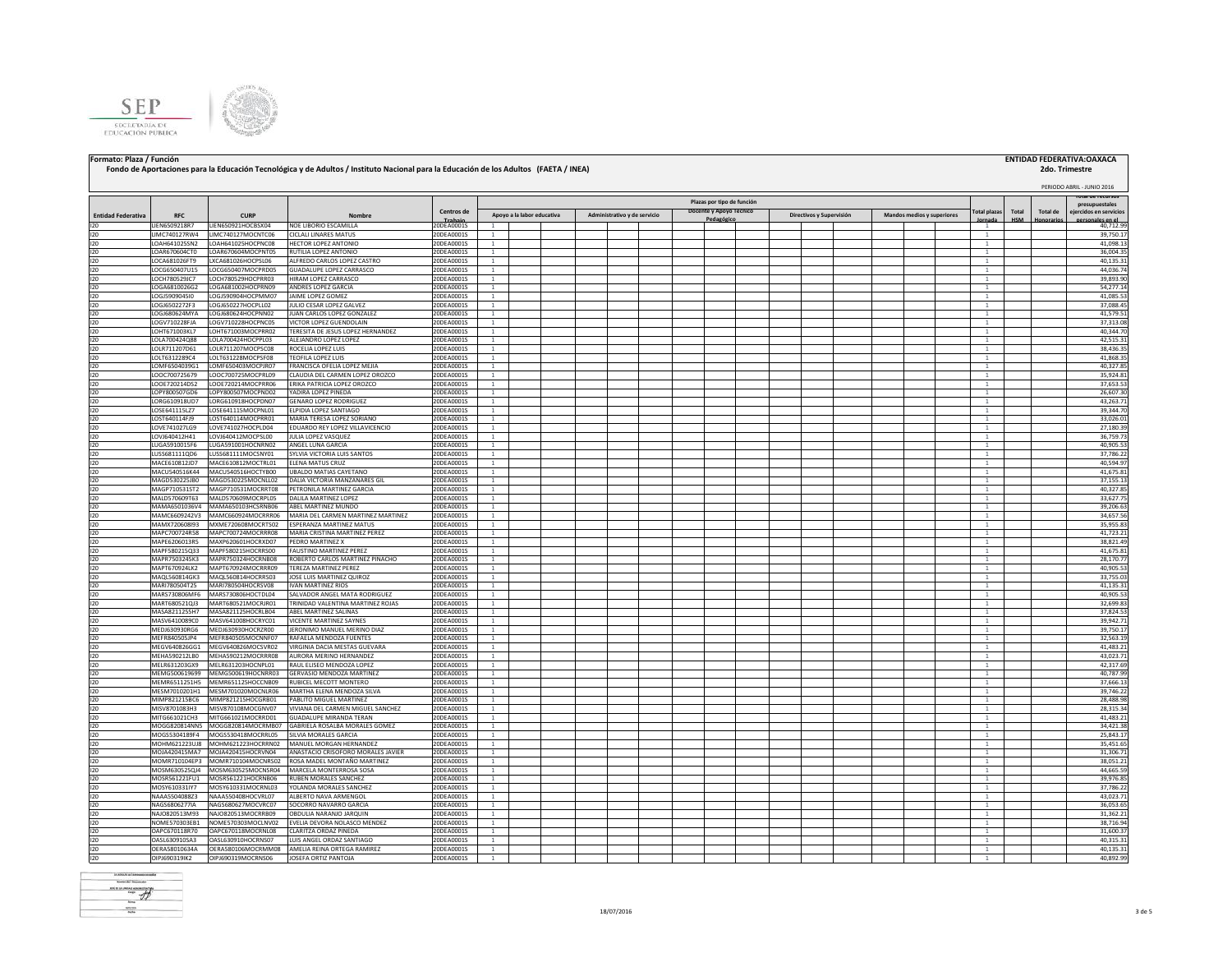**Formato: Plaza / Función**

**Fondo de Aportaciones para la Educación Tecnológica y de Adultos / Instituto Nacional para la Educación de los Adultos (FAETA / INEA)**

**ENTIDAD FEDERATIVA:OAXACA**

**2do. Trimestre**

PERIODO ABRIL - JUNIO 2016

| Entidad Federativa | RFC | CURP | Nombre | Centros de Trabajo | Plazas por tipo de función: Apoyo a la labor educativa | | | Administrativo y de servicio | | | Docente y Apoyo Técnico Pedagógico | | | Directivos y Supervisión | | | Mandos medios y superiores | | | Total plazas Jornada | Total HSM | Total de Honorarios | Total de recursos presupuestales ejercidos en servicios personales en el |
|---|---|---|---|---|---|---|---|---|---|---|---|---|---|---|---|---|---|---|---|---|---|---|---|
| I20 | LIEN650921 8R7 | LIEN650921HOCBSX04 | NOE LIBORIO ESCAMILLA | 20DEA0001S | 1 | | | | | | | | | | | | | | | 1 | | | 40,712.99 |
| I20 | LIMC740127RW4 | LIMC740127MOCNTC06 | CICLALI LINARES MATUS | 20DEA0001S | 1 | | | | | | | | | | | | | | | 1 | | | 39,750.17 |
| I20 | LOAH641025SN2 | LOAH641025HOCPNC08 | HECTOR LOPEZ ANTONIO | 20DEA0001S | 1 | | | | | | | | | | | | | | | 1 | | | 41,098.13 |
| I20 | LOAR670604CT0 | LOAR670604MOCPNT05 | RUTILIA LOPEZ ANTONIO | 20DEA0001S | 1 | | | | | | | | | | | | | | | 1 | | | 36,004.35 |
| I20 | LOCA681026FT9 | LXCA681026HOCPSL06 | ALFREDO CARLOS LOPEZ CASTRO | 20DEA0001S | 1 | | | | | | | | | | | | | | | 1 | | | 40,135.31 |
| I20 | LOCG650407U15 | LOCG650407MOCPRD05 | GUADALUPE LOPEZ CARRASCO | 20DEA0001S | 1 | | | | | | | | | | | | | | | 1 | | | 44,036.74 |
| I20 | LOCH780529JC7 | LOCH780529HOCPRR03 | HIRAM LOPEZ CARRASCO | 20DEA0001S | 1 | | | | | | | | | | | | | | | 1 | | | 39,893.90 |
| I20 | LOGA6810026G2 | LOGA681002HOCPRN09 | ANDRES LOPEZ GARCIA | 20DEA0001S | 1 | | | | | | | | | | | | | | | 1 | | | 54,277.14 |
| I20 | LOGJ590904SI0 | LOGJ590904HOCPMM07 | JAIME LOPEZ GOMEZ | 20DEA0001S | 1 | | | | | | | | | | | | | | | 1 | | | 41,085.53 |
| I20 | LOGJ6502272F3 | LOGJ650227HOCPLL02 | JULIO CESAR LOPEZ GALVEZ | 20DEA0001S | 1 | | | | | | | | | | | | | | | 1 | | | 37,088.45 |
| I20 | LOGJ680624MYA | LOGJ680624HOCPNN02 | JUAN CARLOS LOPEZ GONZALEZ | 20DEA0001S | 1 | | | | | | | | | | | | | | | 1 | | | 41,579.51 |
| I20 | LOGV710228FJA | LOGV710228HOCPNC05 | VICTOR LOPEZ GUENDOLAIN | 20DEA0001S | 1 | | | | | | | | | | | | | | | 1 | | | 37,313.08 |
| I20 | LOHT671003KL7 | LOHT671003MOCPRR02 | TERESITA DE JESUS LOPEZ HERNANDEZ | 20DEA0001S | 1 | | | | | | | | | | | | | | | 1 | | | 40,344.70 |
| I20 | LOLA700424Q88 | LOLA700424HOCPPL03 | ALEJANDRO LOPEZ LOPEZ | 20DEA0001S | 1 | | | | | | | | | | | | | | | 1 | | | 42,515.31 |
| I20 | LOLR711207D61 | LOLR711207MOCPSC08 | ROCELIA LOPEZ LUIS | 20DEA0001S | 1 | | | | | | | | | | | | | | | 1 | | | 38,436.35 |
| I20 | LOLT631228 9C4 | LOLT631228MOCPSF08 | TEOFILA LOPEZ LUIS | 20DEA0001S | 1 | | | | | | | | | | | | | | | 1 | | | 41,868.35 |
| I20 | LOMF6504039G1 | LOMF650403MOCPJR07 | FRANCISCA OFELIA LOPEZ MEJIA | 20DEA0001S | 1 | | | | | | | | | | | | | | | 1 | | | 40,327.85 |
| I20 | LOOC700725679 | LOOC700725MOCPRL09 | CLAUDIA DEL CARMEN LOPEZ OROZCO | 20DEA0001S | 1 | | | | | | | | | | | | | | | 1 | | | 35,924.81 |
| I20 | LOOE720214DS2 | LOOE720214MOCPRR06 | ERIKA PATRICIA LOPEZ OROZCO | 20DEA0001S | 1 | | | | | | | | | | | | | | | 1 | | | 37,653.53 |
| I20 | LOPY800507GD6 | LOPY800507MOCPND02 | YADIRA LOPEZ PINEDA | 20DEA0001S | 1 | | | | | | | | | | | | | | | 1 | | | 26,607.30 |
| I20 | LORG610918UD7 | LORG610918HOCPDN07 | GENARO LOPEZ RODRIGUEZ | 20DEA0001S | 1 | | | | | | | | | | | | | | | 1 | | | 43,263.71 |
| I20 | LOSE641115LZ7 | LOSE641115MOCPNL01 | ELPIDIA LOPEZ SANTIAGO | 20DEA0001S | 1 | | | | | | | | | | | | | | | 1 | | | 39,344.70 |
| I20 | LOST640114FJ9 | LOST640114MOCPRR01 | MARIA TERESA LOPEZ SORIANO | 20DEA0001S | 1 | | | | | | | | | | | | | | | 1 | | | 33,026.01 |
| I20 | LOVE741027LG9 | LOVE741027HOCPLD04 | EDUARDO REY LOPEZ VILLAVICENCIO | 20DEA0001S | 1 | | | | | | | | | | | | | | | 1 | | | 27,180.39 |
| I20 | LOVJ640412H41 | LOVJ640412MOCPSL00 | JULIA LOPEZ VASQUEZ | 20DEA0001S | 1 | | | | | | | | | | | | | | | 1 | | | 36,759.73 |
| I20 | LUGA5910015F6 | LUGA591001HOCNRN02 | ANGEL LUNA GARCIA | 20DEA0001S | 1 | | | | | | | | | | | | | | | 1 | | | 40,905.53 |
| I20 | LUSS681111QD6 | LUSS681111MOCSNY01 | SYLVIA VICTORIA LUIS SANTOS | 20DEA0001S | 1 | | | | | | | | | | | | | | | 1 | | | 37,786.22 |
| I20 | MACE610812JD7 | MACE610812MOCTRL01 | ELENA MATUS CRUZ | 20DEA0001S | 1 | | | | | | | | | | | | | | | 1 | | | 40,594.97 |
| I20 | MACU540516K44 | MACU540516HOCTYB00 | UBALDO MATIAS CAYETANO | 20DEA0001S | 1 | | | | | | | | | | | | | | | 1 | | | 41,675.81 |
| I20 | MAGD530225JB0 | MAGD530225MOCNLL02 | DALIA VICTORIA MANZANARES GIL | 20DEA0001S | 1 | | | | | | | | | | | | | | | 1 | | | 37,155.13 |
| I20 | MAGP710531ST2 | MAGP710531MOCRRT08 | PETRONILA MARTINEZ GARCIA | 20DEA0001S | 1 | | | | | | | | | | | | | | | 1 | | | 40,327.85 |
| I20 | MALD570609T63 | MALD570609MOCRPL05 | DALILA MARTINEZ LOPEZ | 20DEA0001S | 1 | | | | | | | | | | | | | | | 1 | | | 33,627.75 |
| I20 | MAMA6501036V4 | MAMA650103HCSRNB06 | ABEL MARTINEZ MUNDO | 20DEA0001S | 1 | | | | | | | | | | | | | | | 1 | | | 39,206.63 |
| I20 | MAMC6609242V3 | MAMC660924MOCRRR06 | MARIA DEL CARMEN MARTINEZ MARTINEZ | 20DEA0001S | 1 | | | | | | | | | | | | | | | 1 | | | 34,657.56 |
| I20 | MAMX720608I93 | MXME720608MOCRTS02 | ESPERANZA MARTINEZ MATUS | 20DEA0001S | 1 | | | | | | | | | | | | | | | 1 | | | 35,955.83 |
| I20 | MAPC700724R58 | MAPC700724MOCRRR08 | MARIA CRISTINA MARTINEZ PEREZ | 20DEA0001S | 1 | | | | | | | | | | | | | | | 1 | | | 41,723.21 |
| I20 | MAPE6206013R5 | MAXP620601HOCRXD07 | PEDRO MARTINEZ X | 20DEA0001S | 1 | | | | | | | | | | | | | | | 1 | | | 38,821.49 |
| I20 | MAPF580215Q33 | MAPF580215HOCRRS00 | FAUSTINO MARTINEZ PEREZ | 20DEA0001S | 1 | | | | | | | | | | | | | | | 1 | | | 41,675.81 |
| I20 | MAPR7503245K3 | MAPR750324HOCRNB08 | ROBERTO CARLOS MARTINEZ PINACHO | 20DEA0001S | 1 | | | | | | | | | | | | | | | 1 | | | 28,170.77 |
| I20 | MAPT670924LK2 | MAPT670924MOCRRR09 | TEREZA MARTINEZ PEREZ | 20DEA0001S | 1 | | | | | | | | | | | | | | | 1 | | | 40,905.53 |
| I20 | MAQL560814GK3 | MAQL560814HOCRRS03 | JOSE LUIS MARTINEZ QUIROZ | 20DEA0001S | 1 | | | | | | | | | | | | | | | 1 | | | 33,755.03 |
| I20 | MARI780504T25 | MARI780504HOCRSV08 | IVAN MARTINEZ RIOS | 20DEA0001S | 1 | | | | | | | | | | | | | | | 1 | | | 41,135.31 |
| I20 | MARS730806MF6 | MARS730806HOCTDL04 | SALVADOR ANGEL MATA RODRIGUEZ | 20DEA0001S | 1 | | | | | | | | | | | | | | | 1 | | | 40,905.53 |
| I20 | MART680521QJ3 | MART680521MOCRJR01 | TRINIDAD VALENTINA MARTINEZ ROJAS | 20DEA0001S | 1 | | | | | | | | | | | | | | | 1 | | | 32,699.83 |
| I20 | MASA821125 5H7 | MASA821125HOCRLB04 | ABEL MARTINEZ SALINAS | 20DEA0001S | 1 | | | | | | | | | | | | | | | 1 | | | 37,824.53 |
| I20 | MASV641008 9C0 | MASV641008HOCRYC01 | VICENTE MARTINEZ SAYNES | 20DEA0001S | 1 | | | | | | | | | | | | | | | 1 | | | 39,942.71 |
| I20 | MEDJ630930RG6 | MEDJ630930HOCRZR00 | JERONIMO MANUEL MERINO DIAZ | 20DEA0001S | 1 | | | | | | | | | | | | | | | 1 | | | 39,750.17 |
| I20 | MEFR840505JP4 | MEFR840505MOCNNF07 | RAFAELA MENDOZA FUENTES | 20DEA0001S | 1 | | | | | | | | | | | | | | | 1 | | | 32,563.19 |
| I20 | MEGV640826GG1 | MEGV640826MOCSVR02 | VIRGINIA DACIA MESTAS GUEVARA | 20DEA0001S | 1 | | | | | | | | | | | | | | | 1 | | | 41,483.21 |
| I20 | MEHA590212LB0 | MEHA590212MOCRRR08 | AURORA MERINO HERNANDEZ | 20DEA0001S | 1 | | | | | | | | | | | | | | | 1 | | | 43,023.71 |
| I20 | MELR631203GX9 | MELR631203HOCNPL01 | RAUL ELISEO MENDOZA LOPEZ | 20DEA0001S | 1 | | | | | | | | | | | | | | | 1 | | | 42,317.69 |
| I20 | MEMG500619699 | MEMG500619HOCNRR03 | GERVASIO MENDOZA MARTINEZ | 20DEA0001S | 1 | | | | | | | | | | | | | | | 1 | | | 40,787.99 |
| I20 | MEMR6511251H5 | MEMR651125HOCCNB09 | RUBICEL MECOTT MONTERO | 20DEA0001S | 1 | | | | | | | | | | | | | | | 1 | | | 37,666.13 |
| I20 | MESM7010201H1 | MESM701020MOCNLR06 | MARTHA ELENA MENDOZA SILVA | 20DEA0001S | 1 | | | | | | | | | | | | | | | 1 | | | 39,746.22 |
| I20 | MIMP821215BC6 | MIMP821215HOCGRB01 | PABLITO MIGUEL MARTINEZ | 20DEA0001S | 1 | | | | | | | | | | | | | | | 1 | | | 28,488.98 |
| I20 | MISV8701083H3 | MISV870108MOCGNV07 | VIVIANA DEL CARMEN MIGUEL SANCHEZ | 20DEA0001S | 1 | | | | | | | | | | | | | | | 1 | | | 28,315.34 |
| I20 | MITG661021CH3 | MITG661021MOCRRD01 | GUADALUPE MIRANDA TERAN | 20DEA0001S | 1 | | | | | | | | | | | | | | | 1 | | | 41,483.21 |
| I20 | MOGG820814NN5 | MOGG820814MOCRMB07 | GABRIELA ROSALBA MORALES GOMEZ | 20DEA0001S | 1 | | | | | | | | | | | | | | | 1 | | | 34,421.38 |
| I20 | MOGS5304189F4 | MOGS530418MOCRRL05 | SILVIA MORALES GARCIA | 20DEA0001S | 1 | | | | | | | | | | | | | | | 1 | | | 25,843.17 |
| I20 | MOHM621223UJ8 | MOHM621223HOCRRN02 | MANUEL MORGAN HERNANDEZ | 20DEA0001S | 1 | | | | | | | | | | | | | | | 1 | | | 35,451.65 |
| I20 | MOJA420415MA7 | MOJA420415HOCRVN04 | ANASTACIO CRISOFORO MORALES JAVIER | 20DEA0001S | 1 | | | | | | | | | | | | | | | 1 | | | 31,306.71 |
| I20 | MOMR710104EP3 | MOMR710104MOCNTS02 | ROSA MADEL MONTAÑO MARTINEZ | 20DEA0001S | 1 | | | | | | | | | | | | | | | 1 | | | 38,051.21 |
| I20 | MOSM630525QJ4 | MOSM630525MOCNSR04 | MARCELA MONTERROSA SOSA | 20DEA0001S | 1 | | | | | | | | | | | | | | | 1 | | | 44,665.59 |
| I20 | MOSR561221FU1 | MOSR561221HOCRNB06 | RUBEN MORALES SANCHEZ | 20DEA0001S | 1 | | | | | | | | | | | | | | | 1 | | | 39,976.85 |
| I20 | MOSY610331IY7 | MOSY610331MOCRNL03 | YOLANDA MORALES SANCHEZ | 20DEA0001S | 1 | | | | | | | | | | | | | | | 1 | | | 37,786.22 |
| I20 | NAAA5504088Z3 | NAAA550408HOCVRL07 | ALBERTO NAVA ARMENGOL | 20DEA0001S | 1 | | | | | | | | | | | | | | | 1 | | | 43,023.71 |
| I20 | NAGS6806277I6 | NAGS680627MOCVRC07 | SOCORRO NAVARRO GARCIA | 20DEA0001S | 1 | | | | | | | | | | | | | | | 1 | | | 36,053.65 |
| I20 | NAJO820513M93 | NAJO820513MOCRRB09 | OBDULIA NARANJO JARQUIN | 20DEA0001S | 1 | | | | | | | | | | | | | | | 1 | | | 31,362.21 |
| I20 | NOME570303EB1 | NOME570303MOCLNV02 | EVELIA DEVORA NOLASCO MENDEZ | 20DEA0001S | 1 | | | | | | | | | | | | | | | 1 | | | 38,716.94 |
| I20 | OAPC670118R70 | OAPC670118MOCRNL08 | CLARITZA ORDAZ PINEDA | 20DEA0001S | 1 | | | | | | | | | | | | | | | 1 | | | 31,600.37 |
| I20 | OASL630910SA3 | OASL630910HOCRNS07 | LUIS ANGEL ORDAZ SANTIAGO | 20DEA0001S | 1 | | | | | | | | | | | | | | | 1 | | | 40,315.31 |
| I20 | OERA58010634A | OERA580106MOCRMM08 | AMELIA REINA ORTEGA RAMIREZ | 20DEA0001S | 1 | | | | | | | | | | | | | | | 1 | | | 40,135.31 |
| I20 | OIPJ690319IK2 | OIPJ690319MOCRNS06 | JOSEFA ORTIZ PANTOJA | 20DEA0001S | 1 | | | | | | | | | | | | | | | 1 | | | 40,892.99 |

18/07/2016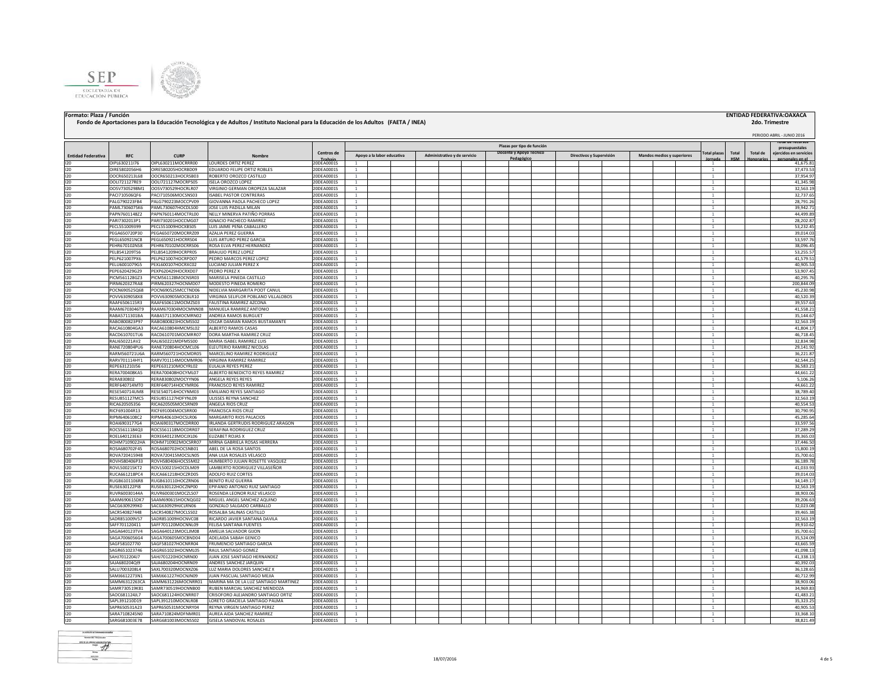**Formato: Plaza / Función**

**Fondo de Aportaciones para la Educación Tecnológica y de Adultos / Instituto Nacional para la Educación de los Adultos (FAETA / INEA)**

**ENTIDAD FEDERATIVA:OAXACA**

**2do. Trimestre**

PERIODO ABRIL - JUNIO 2016

| Entidad Federativa | RFC | CURP | Nombre | Centros de Trabajo | Plazas por tipo de función: Apoyo a la labor educativa | | | Administrativo y de servicio | | | Docente y Apoyo Técnico Pedagógico | | | Directivos y Supervisión | | | Mandos medios y superiores | | | Total plazas Jornada | Total HSM | Total de Honorarios | Total de recursos presupuestales ejercidos en servicios personales en el |
|---|---|---|---|---|---|---|---|---|---|---|---|---|---|---|---|---|---|---|---|---|---|---|---|
| I20 | OIPL630211I76 | OIPL630211MOCRRR00 | LOURDES ORTIZ PEREZ | 20DEA0001S | 1 | | | | | | | | | | | | | | | 1 | | | 41,675.81 |
| I20 | OIRE580205 6H6 | OIRE580205HOCRBD09 | EDUARDO FELIPE ORTIZ ROBLES | 20DEA0001S | 1 | | | | | | | | | | | | | | | 1 | | | 37,473.53 |
| I20 | OOCR650213L68 | OOCR650213HOCRSB03 | ROBERTO OROZCO CASTILLO | 20DEA0001S | 1 | | | | | | | | | | | | | | | 1 | | | 37,954.97 |
| I20 | OOLI721127RE9 | OOLI721127MOCRPS05 | ISELA OROZCO LOPEZ | 20DEA0001S | 1 | | | | | | | | | | | | | | | 1 | | | 41,345.98 |
| I20 | OOSV7305298M1 | OOSV730529HOCRLR07 | VIRGINIO GERMAN OROPEZA SALAZAR | 20DEA0001S | 1 | | | | | | | | | | | | | | | 1 | | | 32,563.19 |
| I20 | PACI710506QF6 | PACI710506MOCSNS03 | ISABEL PASTOR CONTRERAS | 20DEA0001S | 1 | | | | | | | | | | | | | | | 1 | | | 32,737.65 |
| I20 | PALG790223FB4 | PALG790223MOCCPV09 | GIOVANNA PAOLA PACHECO LOPEZ | 20DEA0001S | 1 | | | | | | | | | | | | | | | 1 | | | 28,791.26 |
| I20 | PAML7306075K6 | PAML730607HOCDLS00 | JOSE LUIS PADILLA MILAN | 20DEA0001S | 1 | | | | | | | | | | | | | | | 1 | | | 39,942.71 |
| I20 | PAPN7601148Z2 | PAPN760114MOCTRL00 | NELLY MINERVA PATIÑO PORRAS | 20DEA0001S | 1 | | | | | | | | | | | | | | | 1 | | | 44,499.89 |
| I20 | PARI7302013P1 | PARI730201HOCCMG07 | IGNACIO PACHECO RAMIREZ | 20DEA0001S | 1 | | | | | | | | | | | | | | | 1 | | | 28,202.87 |
| I20 | PECL551009399 | PECL551009HOCXBS05 | LUIS JAIME PEÑA CABALLERO | 20DEA0001S | 1 | | | | | | | | | | | | | | | 1 | | | 53,232.45 |
| I20 | PEGA650720P30 | PEGA650720MOCRRZ09 | AZALIA PEREZ GUERRA | 20DEA0001S | 1 | | | | | | | | | | | | | | | 1 | | | 39,014.03 |
| I20 | PEGL650921NC8 | PEGL650921HOCRRS04 | LUIS ARTURO PEREZ GARCIA | 20DEA0001S | 1 | | | | | | | | | | | | | | | 1 | | | 53,597.76 |
| I20 | PEHR670102NS8 | PEHR670102MOCRRS06 | ROSA ELVA PEREZ HERNANDEZ | 20DEA0001S | 1 | | | | | | | | | | | | | | | 1 | | | 38,096.45 |
| I20 | PELB541209TS6 | PELB541209HOCRPR05 | BRAULIO PEREZ LOPEZ | 20DEA0001S | 1 | | | | | | | | | | | | | | | 1 | | | 53,255.57 |
| I20 | PELP621007PX6 | PELP621007HOCRPD07 | PEDRO MARCOS PEREZ LOPEZ | 20DEA0001S | 1 | | | | | | | | | | | | | | | 1 | | | 41,579.51 |
| I20 | PELU6001079G5 | PEXL600107HOCRXC02 | LUCIANO JULIAN PEREZ X | 20DEA0001S | 1 | | | | | | | | | | | | | | | 1 | | | 40,905.53 |
| I20 | PEPE620429G29 | PEXP620429HOCRXD07 | PEDRO PEREZ X | 20DEA0001S | 1 | | | | | | | | | | | | | | | 1 | | | 53,907.45 |
| I20 | PICM561128GZ3 | PICM561128MOCNSR03 | MARISELA PINEDA CASTILLO | 20DEA0001S | 1 | | | | | | | | | | | | | | | 1 | | | 40,295.76 |
| I20 | PIRM620327RA8 | PIRM620327HOCNMD07 | MODESTO PINEDA ROMERO | 20DEA0001S | 1 | | | | | | | | | | | | | | | 1 | | | 200,844.09 |
| I20 | POCN690525Q68 | POCN690525MCCTND06 | NIDELVIA MARGARITA POOT CANUL | 20DEA0001S | 1 | | | | | | | | | | | | | | | 1 | | | 45,230.98 |
| I20 | POVV6309058X8 | POVV630905MOCBLR10 | VIRGINIA SELIFLOR POBLANO VILLALOBOS | 20DEA0001S | 1 | | | | | | | | | | | | | | | 1 | | | 40,520.39 |
| I20 | RAAF6506115R3 | RAAF650611MOCMZS03 | FAUSTINA RAMIREZ AZCONA | 20DEA0001S | 1 | | | | | | | | | | | | | | | 1 | | | 39,557.63 |
| I20 | RAAM6703046T9 | RAAM670304MOCMNN08 | MANUELA RAMIREZ ANTONIO | 20DEA0001S | 1 | | | | | | | | | | | | | | | 1 | | | 41,558.21 |
| I20 | RABA5711301BA | RABA571130MOCMRN02 | ANDREA RAMOS BURGUET | 20DEA0001S | 1 | | | | | | | | | | | | | | | 1 | | | 35,144.67 |
| I20 | RABO800823P97 | RABO800823HOCMSS02 | OSCAR DAMIAN RAMOS BUSTAMANTE | 20DEA0001S | 1 | | | | | | | | | | | | | | | 1 | | | 32,563.19 |
| I20 | RACA610804GA3 | RACA610804HMCMSL02 | ALBERTO RAMOS CASAS | 20DEA0001S | 1 | | | | | | | | | | | | | | | 1 | | | 41,804.17 |
| I20 | RACD610701TU6 | RACD610701MOCMRR07 | DORA MARTHA RAMIREZ CRUZ | 20DEA0001S | 1 | | | | | | | | | | | | | | | 1 | | | 46,718.45 |
| I20 | RALI650221AV2 | RALI650221MDFMSS00 | MARIA ISABEL RAMIREZ LUIS | 20DEA0001S | 1 | | | | | | | | | | | | | | | 1 | | | 32,834.98 |
| I20 | RANE720804PU6 | RANE720804HOCMCL06 | ELEUTERIO RAMIREZ NICOLAS | 20DEA0001S | 1 | | | | | | | | | | | | | | | 1 | | | 29,141.92 |
| I20 | RARM560721U6A | RARM560721HOCMDR05 | MARCELINO RAMIREZ RODRIGUEZ | 20DEA0001S | 1 | | | | | | | | | | | | | | | 1 | | | 36,221.87 |
| I20 | RARV701114HY1 | RARV701114MOCMMR06 | VIRGINIA RAMIREZ RAMIREZ | 20DEA0001S | 1 | | | | | | | | | | | | | | | 1 | | | 42,544.25 |
| I20 | REPE631210JS6 | REPE631210MOCYRL02 | EULALIA REYES PEREZ | 20DEA0001S | 1 | | | | | | | | | | | | | | | 1 | | | 36,583.21 |
| I20 | RERA700408KA5 | RERA700408HOCYML07 | ALBERTO BENEDICTO REYES RAMIREZ | 20DEA0001S | 1 | | | | | | | | | | | | | | | 1 | | | 44,661.22 |
| I20 | RERA830802 | RERA830802MOCYYN06 | ANGELA REYES REYES | 20DEA0001S | 1 | | | | | | | | | | | | | | | 1 | | | 5,106.26 |
| I20 | RERF640714MT0 | RERF640714HOCYMR06 | FRANCISCO REYES RAMIREZ | 20DEA0001S | 1 | | | | | | | | | | | | | | | 1 | | | 44,661.22 |
| I20 | RESE540714UM8 | RESE540714HOCYNM03 | EMILIANO REYES SANTIAGO | 20DEA0001S | 1 | | | | | | | | | | | | | | | 1 | | | 38,789.40 |
| I20 | RESU851127MC5 | RESU851127HDFYNL09 | ULISSES REYNA SANCHEZ | 20DEA0001S | 1 | | | | | | | | | | | | | | | 1 | | | 32,563.19 |
| I20 | RICA620505356 | RICA620505MOCSRN09 | ANGELA RIOS CRUZ | 20DEA0001S | 1 | | | | | | | | | | | | | | | 1 | | | 40,554.53 |
| I20 | RICF691004R13 | RICF691004MOCSRR00 | FRANCISCA RIOS CRUZ | 20DEA0001S | 1 | | | | | | | | | | | | | | | 1 | | | 30,790.95 |
| I20 | RIPM6406108C2 | RIPM640610HOCSLR06 | MARGARITO RIOS PALACIOS | 20DEA0001S | 1 | | | | | | | | | | | | | | | 1 | | | 45,285.64 |
| I20 | ROAI6903177G4 | ROAI690317MOCDRR00 | IRLANDA GERTRUDIS RODRIGUEZ ARAGON | 20DEA0001S | 1 | | | | | | | | | | | | | | | 1 | | | 33,597.56 |
| I20 | ROCS5611184Q3 | ROCS561118MOCDRR07 | SERAFINA RODRIGUEZ CRUZ | 20DEA0001S | 1 | | | | | | | | | | | | | | | 1 | | | 37,289.29 |
| I20 | ROEL640123E63 | ROXE640123MOCJXL06 | ELIZABET ROJAS X | 20DEA0001S | 1 | | | | | | | | | | | | | | | 1 | | | 39,365.03 |
| I20 | ROHM7109022HA | ROHM710902MOCSRR07 | MIRNA GABRIELA ROSAS HERRERA | 20DEA0001S | 1 | | | | | | | | | | | | | | | 1 | | | 37,446.50 |
| I20 | ROSA680702F45 | ROSA680702HOCSNB01 | ABEL DE LA ROSA SANTOS | 20DEA0001S | 1 | | | | | | | | | | | | | | | 1 | | | 15,800.19 |
| I20 | ROVA720415948 | ROVA720415MOCSLN05 | ANA LILIA ROSALES VELASCO | 20DEA0001S | 1 | | | | | | | | | | | | | | | 1 | | | 35,700.61 |
| I20 | ROVH580406P33 | ROVH580406HOCSSM02 | HUMBERTO JULIAN ROSETTE VASQUEZ | 20DEA0001S | 1 | | | | | | | | | | | | | | | 1 | | | 36,189.78 |
| I20 | ROVL500215KT2 | ROVL500215HOCDLM09 | LAMBERTO RODRIGUEZ VILLASEÑOR | 20DEA0001S | 1 | | | | | | | | | | | | | | | 1 | | | 41,033.93 |
| I20 | RUCA661218PC4 | RUCA661218HOCZRD05 | ADOLFO RUIZ CORTES | 20DEA0001S | 1 | | | | | | | | | | | | | | | 1 | | | 39,014.03 |
| I20 | RUGB6101106R8 | RUGB610110HOCZRN06 | BENITO RUIZ GUERRA | 20DEA0001S | 1 | | | | | | | | | | | | | | | 1 | | | 34,149.17 |
| I20 | RUSE630122PI8 | RUSE630122HOCZNP00 | EPIFANIO ANTONIO RUIZ SANTIAGO | 20DEA0001S | 1 | | | | | | | | | | | | | | | 1 | | | 32,563.19 |
| I20 | RUVR60030144A | RUVR600301MOCZLS07 | ROSENDA LEONOR RUIZ VELASCO | 20DEA0001S | 1 | | | | | | | | | | | | | | | 1 | | | 38,903.06 |
| I20 | SAAM690615DK7 | SAAM690615HOCNQG02 | MIGUEL ANGEL SANCHEZ AQUINO | 20DEA0001S | 1 | | | | | | | | | | | | | | | 1 | | | 39,206.63 |
| I20 | SACG6309299K0 | SACG630929HJCLRN06 | GONZALO SALGADO CARBALLO | 20DEA0001S | 1 | | | | | | | | | | | | | | | 1 | | | 32,023.08 |
| I20 | SACR540827448 | SACR540827MOCLSS02 | ROSALBA SALINAS CASTILLO | 20DEA0001S | 1 | | | | | | | | | | | | | | | 1 | | | 39,465.38 |
| I20 | SADR851009V57 | SADR851009HOCNVC08 | RICARDO JAVIER SANTANA DAVILA | 20DEA0001S | 1 | | | | | | | | | | | | | | | 1 | | | 32,563.19 |
| I20 | SAFF701120411 | SAFF701120MOCNNL09 | FELISA SANTANA FUENTES | 20DEA0001S | 1 | | | | | | | | | | | | | | | 1 | | | 39,910.62 |
| I20 | SAGA640123TV4 | SAGA640123MOCLJM08 | AMELIA SALVADOR GIJON | 20DEA0001S | 1 | | | | | | | | | | | | | | | 1 | | | 35,700.61 |
| I20 | SAGA7006056G4 | SAGA700605MOCBND04 | ADELAIDA SABAH GENICO | 20DEA0001S | 1 | | | | | | | | | | | | | | | 1 | | | 35,524.09 |
| I20 | SAGF5810277I0 | SAGF581027HOCNRR04 | FRUMENCIO SANTIAGO GARCIA | 20DEA0001S | 1 | | | | | | | | | | | | | | | 1 | | | 43,665.59 |
| I20 | SAGR651023746 | SAGR651023HOCNML05 | RAUL SANTIAGO GOMEZ | 20DEA0001S | 1 | | | | | | | | | | | | | | | 1 | | | 41,098.13 |
| I20 | SAHJ7012204J7 | SAHJ701220HOCNRN00 | JUAN JOSE SANTIAGO HERNANDEZ | 20DEA0001S | 1 | | | | | | | | | | | | | | | 1 | | | 41,338.13 |
| I20 | SAJA680204QI9 | SAJA680204HOCNRN09 | ANDRES SANCHEZ JARQUIN | 20DEA0001S | 1 | | | | | | | | | | | | | | | 1 | | | 40,392.03 |
| I20 | SALU7003208L4 | SAXL700320MOCNXZ06 | LUZ MARIA DOLORES SANCHEZ X | 20DEA0001S | 1 | | | | | | | | | | | | | | | 1 | | | 36,128.65 |
| I20 | SAMJ6612273N1 | SAMJ661227HOCNJN09 | JUAN PASCUAL SANTIAGO MEJIA | 20DEA0001S | 1 | | | | | | | | | | | | | | | 1 | | | 40,712.99 |
| I20 | SAMM6312263CA | SAMM631226MOCNRR01 | MARINA MA DE LA LUZ SANTIAGO MARTINEZ | 20DEA0001S | 1 | | | | | | | | | | | | | | | 1 | | | 38,903.06 |
| I20 | SAMR730519K81 | SAMR730519HOCNNB00 | RUBEN MARCIAL SANCHEZ MENDOZA | 20DEA0001S | 1 | | | | | | | | | | | | | | | 1 | | | 34,969.83 |
| I20 | SAOC681124JL7 | SAOC681124HOCNRR07 | CRISOFORO ALEJANDRO SANTIAGO ORTIZ | 20DEA0001S | 1 | | | | | | | | | | | | | | | 1 | | | 41,483.21 |
| I20 | SAPL391210D19 | SAPL391210MOCNLR08 | LORETO GRACIELA SANTIAGO PALMA | 20DEA0001S | 1 | | | | | | | | | | | | | | | 1 | | | 35,323.25 |
| I20 | SAPR650531A23 | SAPR650531MOCNRY04 | REYNA VIRGEN SANTIAGO PEREZ | 20DEA0001S | 1 | | | | | | | | | | | | | | | 1 | | | 40,905.53 |
| I20 | SARA7108245N0 | SARA710824MDFNMR01 | AUREA AIDA SANCHEZ RAMIREZ | 20DEA0001S | 1 | | | | | | | | | | | | | | | 1 | | | 33,368.10 |
| I20 | SARG681003E78 | SARG681003MOCNSS02 | GISELA SANDOVAL ROSALES | 20DEA0001S | 1 | | | | | | | | | | | | | | | 1 | | | 38,821.49 |

18/07/2016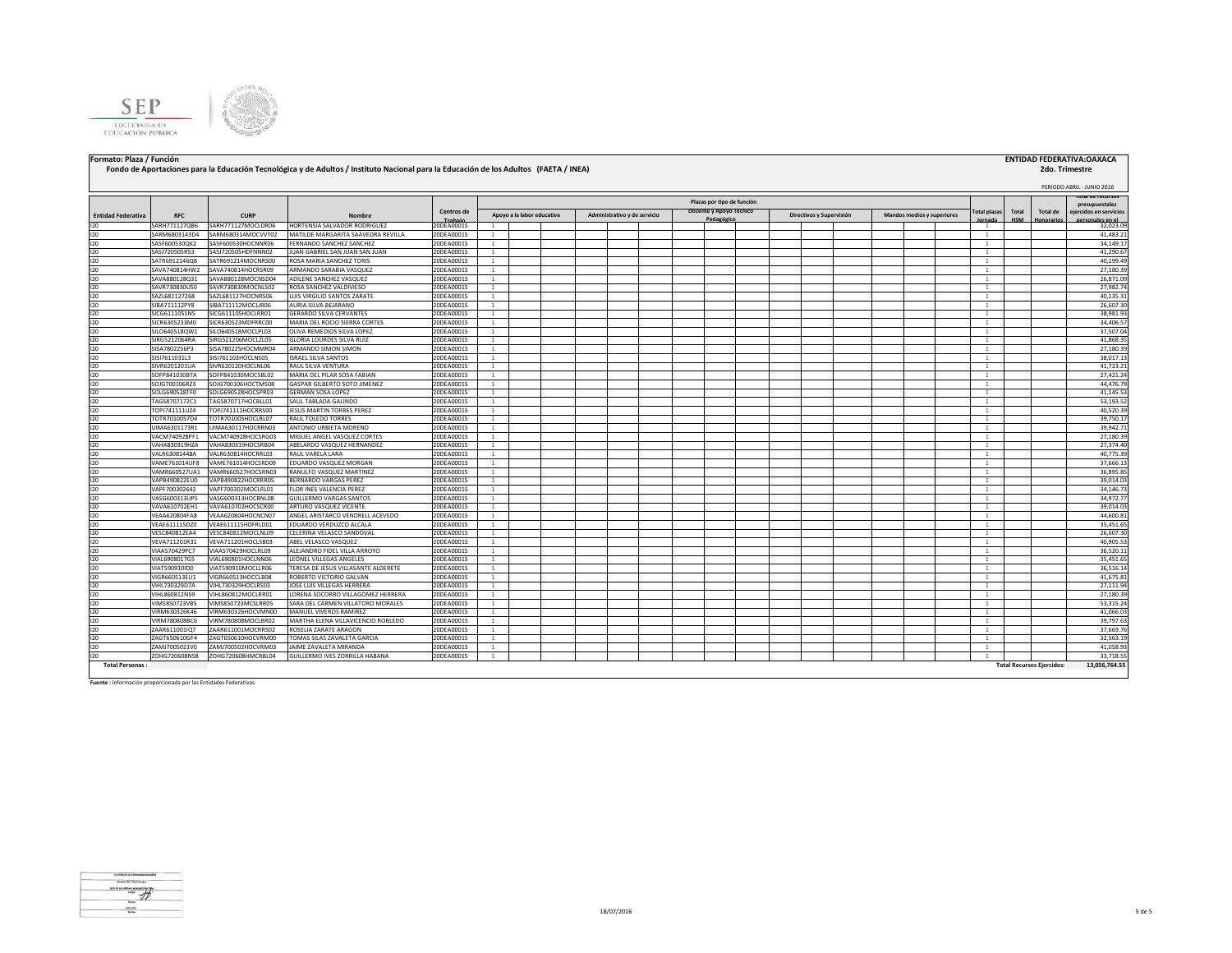**Formato: Plaza / Función**

**Fondo de Aportaciones para la Educación Tecnológica y de Adultos / Instituto Nacional para la Educación de los Adultos (FAETA / INEA)**

**ENTIDAD FEDERATIVA:OAXACA**

**2do. Trimestre**

PERIODO ABRIL - JUNIO 2016

| Entidad Federativa | RFC | CURP | Nombre | Centros de Trabajo | Plazas por tipo de función: Apoyo a la labor educativa | | | | Administrativo y de servicio | | | | Docente y Apoyo Técnico Pedagógico | | | | Directivos y Supervisión | | | | Mandos medios y superiores | | | | Total plazas Jornada | Total HSM | Total de Honorarios | Total de recursos presupuestales ejercidos en servicios personales en el |
|---|---|---|---|---|---|---|---|---|---|---|---|---|---|---|---|---|---|---|---|---|---|---|---|---|---|---|---|---|
| I20 | SARH771127QB6 | SARH771127MOCLDR06 | HORTENSIA SALVADOR RODRIGUEZ | 20DEA0001S | 1 | | | | | | | | | | | | | | | | | | | | 1 | | | 32,023.09 |
| I20 | SARM6803143D4 | SARM680314MOCVVT02 | MATILDE MARGARITA SAAVEDRA REVILLA | 20DEA0001S | 1 | | | | | | | | | | | | | | | | | | | | 1 | | | 41,483.21 |
| I20 | SASF600530QK2 | SASF600530HOCNNR06 | FERNANDO SANCHEZ SANCHEZ | 20DEA0001S | 1 | | | | | | | | | | | | | | | | | | | | 1 | | | 34,149.17 |
| I20 | SASJ720505R53 | SASJ720505HDFNNN02 | JUAN GABRIEL SAN JUAN SAN JUAN | 20DEA0001S | 1 | | | | | | | | | | | | | | | | | | | | 1 | | | 41,290.67 |
| I20 | SATR6912146Q8 | SATR691214MOCNRS00 | ROSA MARIA SANCHEZ TORIS | 20DEA0001S | 1 | | | | | | | | | | | | | | | | | | | | 1 | | | 40,199.49 |
| I20 | SAVA740814HW2 | SAVA740814HOCRSR09 | ARMANDO SARABIA VASQUEZ | 20DEA0001S | 1 | | | | | | | | | | | | | | | | | | | | 1 | | | 27,180.39 |
| I20 | SAVA880128Q31 | SAVA880128MOCNSD04 | ADILENE SANCHEZ VASQUEZ | 20DEA0001S | 1 | | | | | | | | | | | | | | | | | | | | 1 | | | 26,871.09 |
| I20 | SAVR730830US0 | SAVR730830MOCNLS02 | ROSA SANCHEZ VALDIVIESO | 20DEA0001S | 1 | | | | | | | | | | | | | | | | | | | | 1 | | | 27,982.74 |
| I20 | SAZL6811272G8 | SAZL681127HOCNRS06 | LUIS VIRGILIO SANTOS ZARATE | 20DEA0001S | 1 | | | | | | | | | | | | | | | | | | | | 1 | | | 40,135.31 |
| I20 | SIBA711112PY8 | SIBA711112MOCLJR06 | AURIA SILVA BEJARANO | 20DEA0001S | 1 | | | | | | | | | | | | | | | | | | | | 1 | | | 26,607.30 |
| I20 | SICG6111051N5 | SICG611105HOCLRR01 | GERARDO SILVA CERVANTES | 20DEA0001S | 1 | | | | | | | | | | | | | | | | | | | | 1 | | | 38,981.93 |
| I20 | SICR6305233M0 | SICR630523MDFRRC00 | MARIA DEL ROCIO SIERRA CORTES | 20DEA0001S | 1 | | | | | | | | | | | | | | | | | | | | 1 | | | 34,406.57 |
| I20 | SILO640518QW1 | SILO640518MOCLPL03 | OLIVA REMEDIOS SILVA LOPEZ | 20DEA0001S | 1 | | | | | | | | | | | | | | | | | | | | 1 | | | 37,507.04 |
| I20 | SIRG5212064RA | SIRG521206MOCLZL05 | GLORIA LOURDES SILVA RUIZ | 20DEA0001S | 1 | | | | | | | | | | | | | | | | | | | | 1 | | | 41,868.35 |
| I20 | SISA7802256P3 | SISA780225HOCMMR04 | ARMANDO SIMON SIMON | 20DEA0001S | 1 | | | | | | | | | | | | | | | | | | | | 1 | | | 27,180.39 |
| I20 | SISI7611031L3 | SISI761103HOCLNS05 | ISRAEL SILVA SANTOS | 20DEA0001S | 1 | | | | | | | | | | | | | | | | | | | | 1 | | | 38,017.13 |
| I20 | SIVR6201201UA | SIVR620120HOCLNL06 | RAUL SILVA VENTURA | 20DEA0001S | 1 | | | | | | | | | | | | | | | | | | | | 1 | | | 41,723.21 |
| I20 | SOFP841030BTA | SOFP841030MOCSBL02 | MARIA DEL PILAR SOSA FABIAN | 20DEA0001S | 1 | | | | | | | | | | | | | | | | | | | | 1 | | | 27,421.24 |
| I20 | SOJG700106RZ3 | SOJG700106HOCTMS08 | GASPAR GILBERTO SOTO JIMENEZ | 20DEA0001S | 1 | | | | | | | | | | | | | | | | | | | | 1 | | | 44,476.79 |
| I20 | SOLG690528TF0 | SOLG690528HOCSPR03 | GERMAN SOSA LOPEZ | 20DEA0001S | 1 | | | | | | | | | | | | | | | | | | | | 1 | | | 41,145.53 |
| I20 | TAGS870717ZC1 | TAGS870717HOCBLL01 | SAUL TABLADA GALINDO | 20DEA0001S | 1 | | | | | | | | | | | | | | | | | | | | 1 | | | 53,193.52 |
| I20 | TOPJ741111UZ4 | TOPJ741111HOCRRS00 | JESUS MARTIN TORRES PEREZ | 20DEA0001S | 1 | | | | | | | | | | | | | | | | | | | | 1 | | | 40,520.39 |
| I20 | TOTR7010057D4 | TOTR701005HOCLRL07 | RAUL TOLEDO TORRES | 20DEA0001S | 1 | | | | | | | | | | | | | | | | | | | | 1 | | | 39,750.17 |
| I20 | UIMA6301173R1 | UIMA630117HOCRRN03 | ANTONIO URBIETA MORENO | 20DEA0001S | 1 | | | | | | | | | | | | | | | | | | | | 1 | | | 39,942.71 |
| I20 | VACM740928PF1 | VACM740928HOCSRG03 | MIGUEL ANGEL VASQUEZ CORTES | 20DEA0001S | 1 | | | | | | | | | | | | | | | | | | | | 1 | | | 27,180.39 |
| I20 | VAHA830319HZA | VAHA830319HOCSRB04 | ABELARDO VASQUEZ HERNANDEZ | 20DEA0001S | 1 | | | | | | | | | | | | | | | | | | | | 1 | | | 27,374.40 |
| I20 | VALR63081448A | VALR630814HOCRRL03 | RAUL VARELA LARA | 20DEA0001S | 1 | | | | | | | | | | | | | | | | | | | | 1 | | | 40,775.39 |
| I20 | VAME761014UF8 | VAME761014HOCSRD09 | EDUARDO VASQUEZ MORGAN | 20DEA0001S | 1 | | | | | | | | | | | | | | | | | | | | 1 | | | 37,666.13 |
| I20 | VAMR660527UA1 | VAMR660527HOCSRN03 | RANULFO VASQUEZ MARTINEZ | 20DEA0001S | 1 | | | | | | | | | | | | | | | | | | | | 1 | | | 36,895.85 |
| I20 | VAPB490822EU0 | VAPB490822HOCRRR05 | BERNARDO VARGAS PEREZ | 20DEA0001S | 1 | | | | | | | | | | | | | | | | | | | | 1 | | | 39,014.03 |
| I20 | VAPF700302642 | VAPF700302MOCLRL01 | FLOR INES VALENCIA PEREZ | 20DEA0001S | 1 | | | | | | | | | | | | | | | | | | | | 1 | | | 34,146.73 |
| I20 | VASG600313UP5 | VASG600313HOCRNL08 | GUILLERMO VARGAS SANTOS | 20DEA0001S | 1 | | | | | | | | | | | | | | | | | | | | 1 | | | 34,972.77 |
| I20 | VAVA610702EH1 | VAVA610702HOCSCR00 | ARTURO VASQUEZ VICENTE | 20DEA0001S | 1 | | | | | | | | | | | | | | | | | | | | 1 | | | 39,014.03 |
| I20 | VEAA620804FA8 | VEAA620804HOCNCN07 | ANGEL ARISTARCO VENDRELL ACEVEDO | 20DEA0001S | 1 | | | | | | | | | | | | | | | | | | | | 1 | | | 44,600.81 |
| I20 | VEAE611115DZ0 | VEAE611115HDFRLD01 | EDUARDO VERDUZCO ALCALA | 20DEA0001S | 1 | | | | | | | | | | | | | | | | | | | | 1 | | | 35,451.65 |
| I20 | VESC840812EA4 | VESC840812MOCLNL09 | CELERINA VELASCO SANDOVAL | 20DEA0001S | 1 | | | | | | | | | | | | | | | | | | | | 1 | | | 26,607.30 |
| I20 | VEVA711201R31 | VEVA711201HOCLSB03 | ABEL VELASCO VASQUEZ | 20DEA0001S | 1 | | | | | | | | | | | | | | | | | | | | 1 | | | 40,905.53 |
| I20 | VIAA570429PC7 | VIAA570429HOCLRL09 | ALEJANDRO FIDEL VILLA ARROYO | 20DEA0001S | 1 | | | | | | | | | | | | | | | | | | | | 1 | | | 36,520.11 |
| I20 | VIAL6908017G5 | VIAL690801HOCLNN06 | LEONEL VILLEGAS ANGELES | 20DEA0001S | 1 | | | | | | | | | | | | | | | | | | | | 1 | | | 35,451.65 |
| I20 | VIAT590910ID0 | VIAT590910MOCLLR06 | TERESA DE JESUS VILLASANTE ALDERETE | 20DEA0001S | 1 | | | | | | | | | | | | | | | | | | | | 1 | | | 36,516.14 |
| I20 | VIGR660513EU1 | VIGR660513HOCCLB08 | ROBERTO VICTORIO GALVAN | 20DEA0001S | 1 | | | | | | | | | | | | | | | | | | | | 1 | | | 41,675.81 |
| I20 | VIHL730329D7A | VIHL730329HOCLRS03 | JOSE LUIS VILLEGAS HERRERA | 20DEA0001S | 1 | | | | | | | | | | | | | | | | | | | | 1 | | | 27,111.94 |
| I20 | VIHL860812N59 | VIHL860812MOCLRR01 | LORENA SOCORRO VILLAGOMEZ HERRERA | 20DEA0001S | 1 | | | | | | | | | | | | | | | | | | | | 1 | | | 27,180.39 |
| I20 | VIMS850723VB5 | VIMS850723MCSLRR05 | SARA DEL CARMEN VILLATORO MORALES | 20DEA0001S | 1 | | | | | | | | | | | | | | | | | | | | 1 | | | 53,315.24 |
| I20 | VIRM630326K46 | VIRM630326HOCVMN00 | MANUEL VIVEROS RAMIREZ | 20DEA0001S | 1 | | | | | | | | | | | | | | | | | | | | 1 | | | 41,066.03 |
| I20 | VIRM780808BC6 | VIRM780808MOCLBR02 | MARTHA ELENA VILLAVICENCIO ROBLEDO | 20DEA0001S | 1 | | | | | | | | | | | | | | | | | | | | 1 | | | 39,797.63 |
| I20 | ZAAR611001IQ7 | ZAAR611001MOCRRS02 | ROSELIA ZARATE ARAGON | 20DEA0001S | 1 | | | | | | | | | | | | | | | | | | | | 1 | | | 37,669.76 |
| I20 | ZAGT650610GF4 | ZAGT650610HOCVRM00 | TOMAS SILAS ZAVALETA GARCIA | 20DEA0001S | 1 | | | | | | | | | | | | | | | | | | | | 1 | | | 32,563.19 |
| I20 | ZAMJ7005021V0 | ZAMJ700502HOCVRM03 | JAIME ZAVALETA MIRANDA | 20DEA0001S | 1 | | | | | | | | | | | | | | | | | | | | 1 | | | 41,058.93 |
| I20 | ZOHG720608NS8 | ZOHG720608HMCRBL04 | GUILLERMO IVES ZORRILLA HABANA | 20DEA0001S | 1 | | | | | | | | | | | | | | | | | | | | 1 | | | 33,718.55 |
| **Total Personas :** | | | | | | | | | | | | | | | | | | | | | | | | | **Total Recursos Ejercidos:** | | | **13,056,764.55** |

**Fuente :** Información proporcionada por las Entidades Federativas.

18/07/2016